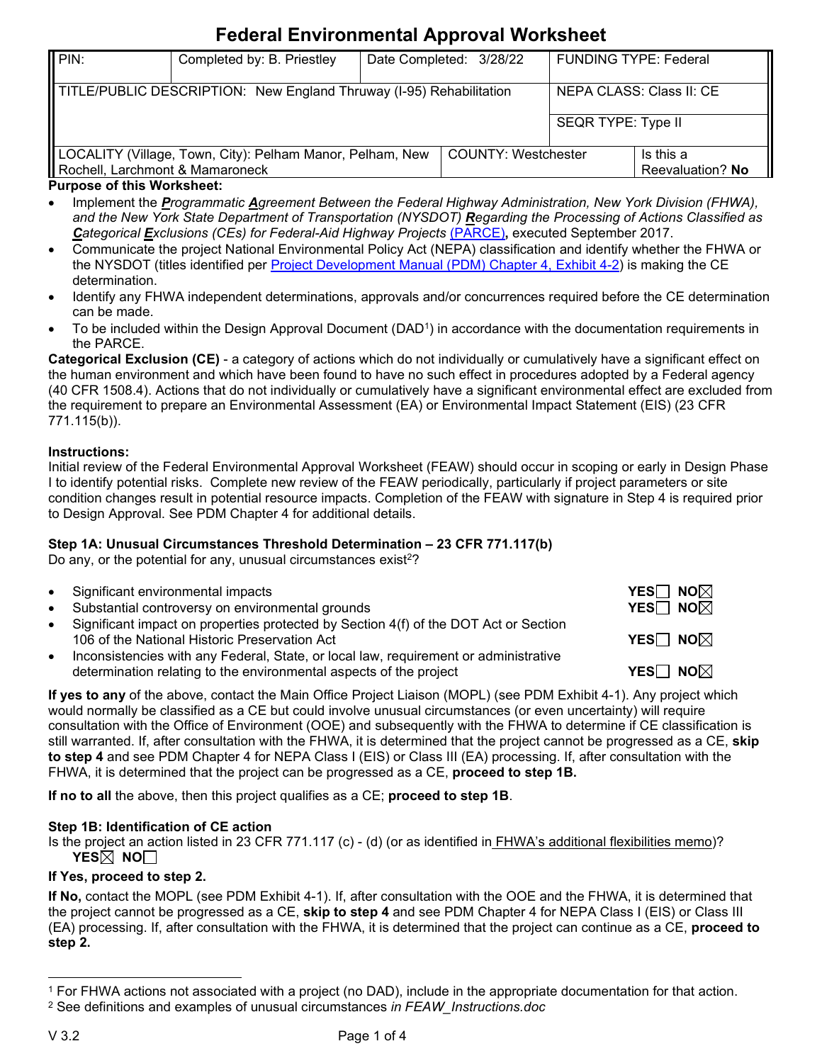# Federal Environmental Approval Worksheet

| PIN: | Completed by: B. Priestley | Date Completed: 3/28/22 | | FUNDING TYPE: Federal | |
|---|---|---|---|---|---|
| TITLE/PUBLIC DESCRIPTION: New England Thruway (I-95) Rehabilitation | | | | NEPA CLASS: Class II: CE | |
| | | | | SEQR TYPE: Type II | |
| LOCALITY (Village, Town, City): Pelham Manor, Pelham, New Rochell, Larchmont & Mamaroneck | | | COUNTY: Westchester | | Is this a Reevaluation? **No** |

**Purpose of this Worksheet:**

- Implement the ***P****rogrammatic* ***A****greement Between the Federal Highway Administration, New York Division (FHWA), and the New York State Department of Transportation (NYSDOT)* ***R****egarding the Processing of Actions Classified as* ***C****ategorical* ***E****xclusions (CEs) for Federal-Aid Highway Projects* (PARCE)**,** executed September 2017.
- Communicate the project National Environmental Policy Act (NEPA) classification and identify whether the FHWA or the NYSDOT (titles identified per Project Development Manual (PDM) Chapter 4, Exhibit 4-2) is making the CE determination.
- Identify any FHWA independent determinations, approvals and/or concurrences required before the CE determination can be made.
- To be included within the Design Approval Document (DAD[1]) in accordance with the documentation requirements in the PARCE.

**Categorical Exclusion (CE)** - a category of actions which do not individually or cumulatively have a significant effect on the human environment and which have been found to have no such effect in procedures adopted by a Federal agency (40 CFR 1508.4). Actions that do not individually or cumulatively have a significant environmental effect are excluded from the requirement to prepare an Environmental Assessment (EA) or Environmental Impact Statement (EIS) (23 CFR 771.115(b)).

**Instructions:**

Initial review of the Federal Environmental Approval Worksheet (FEAW) should occur in scoping or early in Design Phase I to identify potential risks. Complete new review of the FEAW periodically, particularly if project parameters or site condition changes result in potential resource impacts. Completion of the FEAW with signature in Step 4 is required prior to Design Approval. See PDM Chapter 4 for additional details.

### Step 1A: Unusual Circumstances Threshold Determination – 23 CFR 771.117(b)

Do any, or the potential for any, unusual circumstances exist[2]?

- Significant environmental impacts — **YES**☐ **NO**☒
- Substantial controversy on environmental grounds — **YES**☐ **NO**☒
- Significant impact on properties protected by Section 4(f) of the DOT Act or Section 106 of the National Historic Preservation Act — **YES**☐ **NO**☒
- Inconsistencies with any Federal, State, or local law, requirement or administrative determination relating to the environmental aspects of the project — **YES**☐ **NO**☒

**If yes to any** of the above, contact the Main Office Project Liaison (MOPL) (see PDM Exhibit 4-1). Any project which would normally be classified as a CE but could involve unusual circumstances (or even uncertainty) will require consultation with the Office of Environment (OOE) and subsequently with the FHWA to determine if CE classification is still warranted. If, after consultation with the FHWA, it is determined that the project cannot be progressed as a CE, **skip to step 4** and see PDM Chapter 4 for NEPA Class I (EIS) or Class III (EA) processing. If, after consultation with the FHWA, it is determined that the project can be progressed as a CE, **proceed to step 1B.**

**If no to all** the above, then this project qualifies as a CE; **proceed to step 1B**.

### Step 1B: Identification of CE action

Is the project an action listed in 23 CFR 771.117 (c) - (d) (or as identified in FHWA's additional flexibilities memo)?
**YES**☒ **NO**☐

**If Yes, proceed to step 2.**

**If No,** contact the MOPL (see PDM Exhibit 4-1). If, after consultation with the OOE and the FHWA, it is determined that the project cannot be progressed as a CE, **skip to step 4** and see PDM Chapter 4 for NEPA Class I (EIS) or Class III (EA) processing. If, after consultation with the FHWA, it is determined that the project can continue as a CE, **proceed to step 2.**

---

[1] For FHWA actions not associated with a project (no DAD), include in the appropriate documentation for that action.
[2] See definitions and examples of unusual circumstances *in FEAW_Instructions.doc*

V 3.2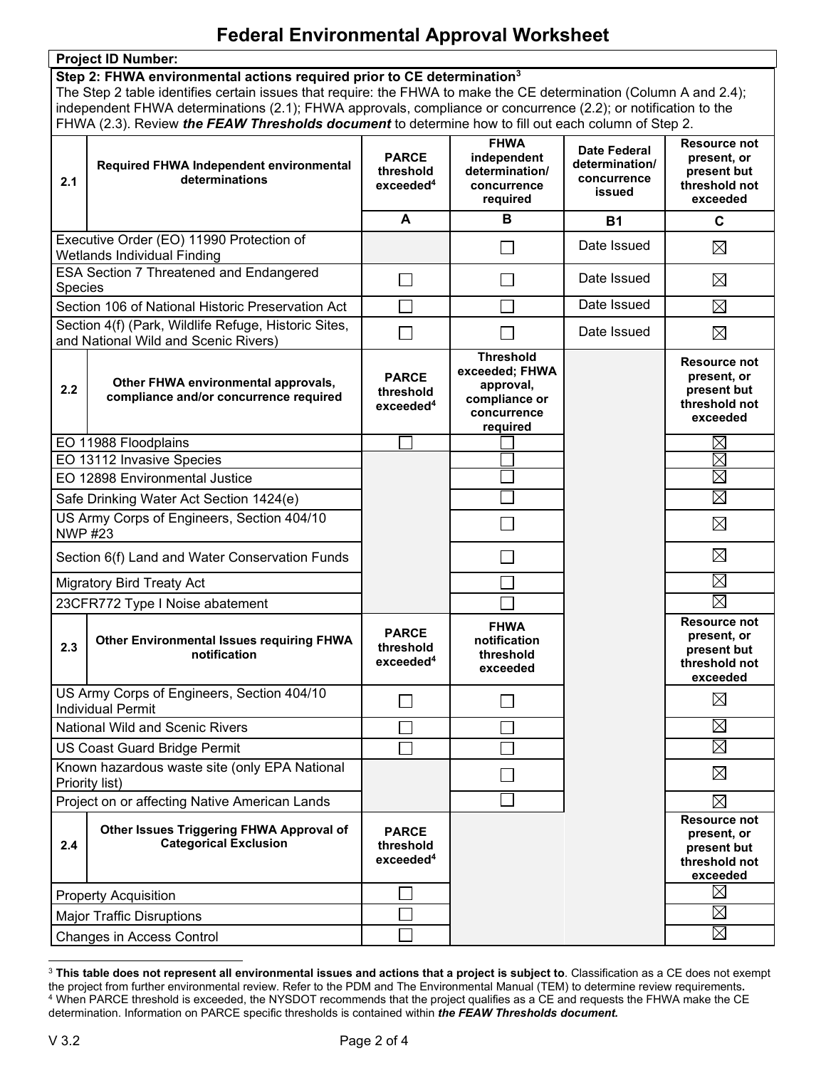# Federal Environmental Approval Worksheet

**Project ID Number:**

**Step 2: FHWA environmental actions required prior to CE determination**[3]

The Step 2 table identifies certain issues that require: the FHWA to make the CE determination (Column A and 2.4); independent FHWA determinations (2.1); FHWA approvals, compliance or concurrence (2.2); or notification to the FHWA (2.3). Review ***the FEAW Thresholds document*** to determine how to fill out each column of Step 2.

| 2.1 Required FHWA Independent environmental determinations | PARCE threshold exceeded[4] | FHWA independent determination/ concurrence required | Date Federal determination/ concurrence issued | Resource not present, or present but threshold not exceeded |
|---|---|---|---|---|
| | **A** | **B** | **B1** | **C** |
| Executive Order (EO) 11990 Protection of Wetlands Individual Finding | | ☐ | Date Issued | ☒ |
| ESA Section 7 Threatened and Endangered Species | ☐ | ☐ | Date Issued | ☒ |
| Section 106 of National Historic Preservation Act | ☐ | ☐ | Date Issued | ☒ |
| Section 4(f) (Park, Wildlife Refuge, Historic Sites, and National Wild and Scenic Rivers) | ☐ | ☐ | Date Issued | ☒ |
| **2.2 Other FHWA environmental approvals, compliance and/or concurrence required** | **PARCE threshold exceeded[4]** | **Threshold exceeded; FHWA approval, compliance or concurrence required** | | **Resource not present, or present but threshold not exceeded** |
| EO 11988 Floodplains | ☐ | ☐ | | ☒ |
| EO 13112 Invasive Species | | ☐ | | ☒ |
| EO 12898 Environmental Justice | | ☐ | | ☒ |
| Safe Drinking Water Act Section 1424(e) | | ☐ | | ☒ |
| US Army Corps of Engineers, Section 404/10 NWP #23 | | ☐ | | ☒ |
| Section 6(f) Land and Water Conservation Funds | | ☐ | | ☒ |
| Migratory Bird Treaty Act | | ☐ | | ☒ |
| 23CFR772 Type I Noise abatement | | ☐ | | ☒ |
| **2.3 Other Environmental Issues requiring FHWA notification** | **PARCE threshold exceeded[4]** | **FHWA notification threshold exceeded** | | **Resource not present, or present but threshold not exceeded** |
| US Army Corps of Engineers, Section 404/10 Individual Permit | ☐ | ☐ | | ☒ |
| National Wild and Scenic Rivers | ☐ | ☐ | | ☒ |
| US Coast Guard Bridge Permit | ☐ | ☐ | | ☒ |
| Known hazardous waste site (only EPA National Priority list) | | ☐ | | ☒ |
| Project on or affecting Native American Lands | | ☐ | | ☒ |
| **2.4 Other Issues Triggering FHWA Approval of Categorical Exclusion** | **PARCE threshold exceeded[4]** | | | **Resource not present, or present but threshold not exceeded** |
| Property Acquisition | ☐ | | | ☒ |
| Major Traffic Disruptions | ☐ | | | ☒ |
| Changes in Access Control | ☐ | | | ☒ |

[3] **This table does not represent all environmental issues and actions that a project is subject to**. Classification as a CE does not exempt the project from further environmental review. Refer to the PDM and The Environmental Manual (TEM) to determine review requirements**.**

[4] When PARCE threshold is exceeded, the NYSDOT recommends that the project qualifies as a CE and requests the FHWA make the CE determination. Information on PARCE specific thresholds is contained within ***the FEAW Thresholds document.***

V 3.2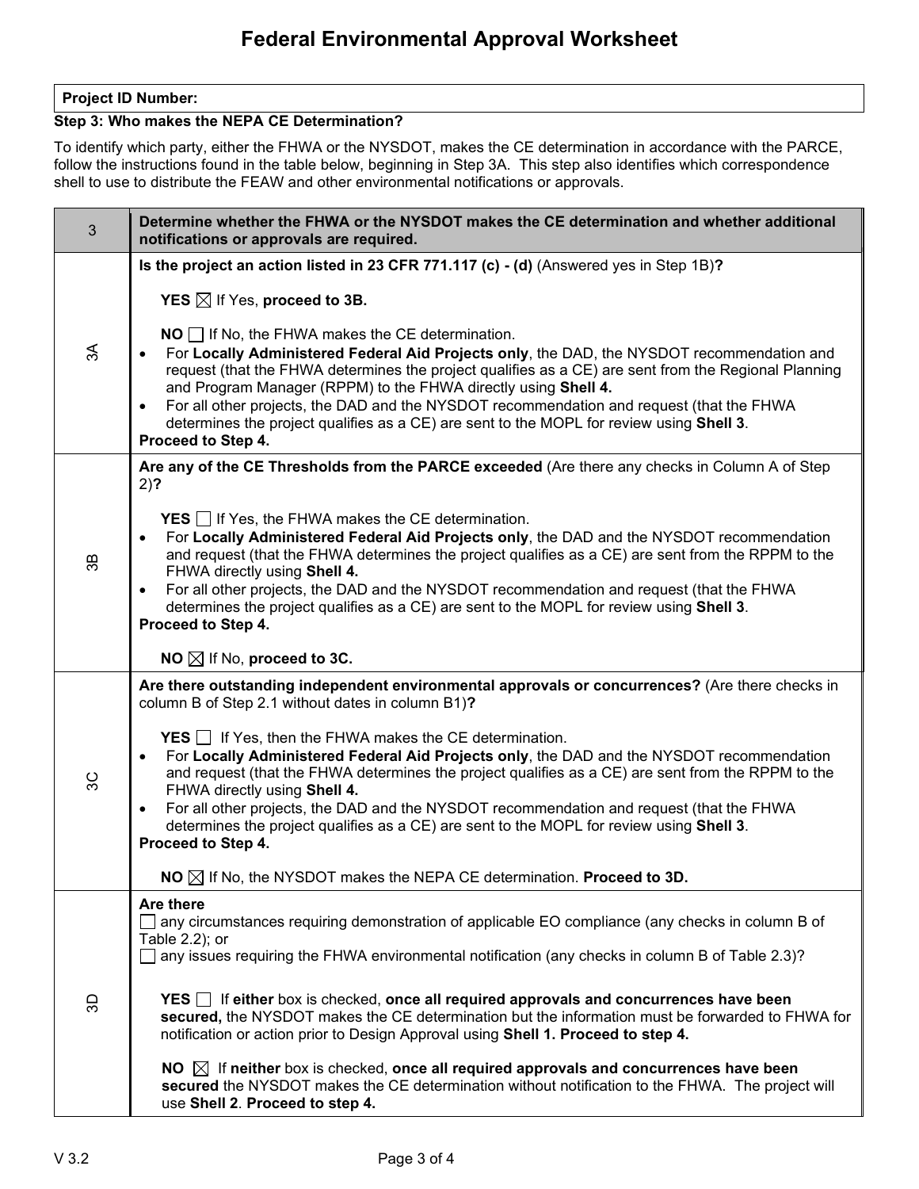# Federal Environmental Approval Worksheet

| **Project ID Number:** |
|---|

**Step 3: Who makes the NEPA CE Determination?**

To identify which party, either the FHWA or the NYSDOT, makes the CE determination in accordance with the PARCE, follow the instructions found in the table below, beginning in Step 3A. This step also identifies which correspondence shell to use to distribute the FEAW and other environmental notifications or approvals.

| 3 | **Determine whether the FHWA or the NYSDOT makes the CE determination and whether additional notifications or approvals are required.** |
|---|---|
| 3A | **Is the project an action listed in 23 CFR 771.117 (c) - (d)** (Answered yes in Step 1B)**?**<br><br>**YES** ☒ If Yes, **proceed to 3B.**<br><br>**NO** ☐ If No, the FHWA makes the CE determination.<br>• For **Locally Administered Federal Aid Projects only**, the DAD, the NYSDOT recommendation and request (that the FHWA determines the project qualifies as a CE) are sent from the Regional Planning and Program Manager (RPPM) to the FHWA directly using **Shell 4.**<br>• For all other projects, the DAD and the NYSDOT recommendation and request (that the FHWA determines the project qualifies as a CE) are sent to the MOPL for review using **Shell 3**.<br>**Proceed to Step 4.** |
| 3B | **Are any of the CE Thresholds from the PARCE exceeded** (Are there any checks in Column A of Step 2)**?**<br><br>**YES** ☐ If Yes, the FHWA makes the CE determination.<br>• For **Locally Administered Federal Aid Projects only**, the DAD and the NYSDOT recommendation and request (that the FHWA determines the project qualifies as a CE) are sent from the RPPM to the FHWA directly using **Shell 4.**<br>• For all other projects, the DAD and the NYSDOT recommendation and request (that the FHWA determines the project qualifies as a CE) are sent to the MOPL for review using **Shell 3**.<br>**Proceed to Step 4.**<br><br>**NO** ☒ If No, **proceed to 3C.** |
| 3C | **Are there outstanding independent environmental approvals or concurrences?** (Are there checks in column B of Step 2.1 without dates in column B1)**?**<br><br>**YES** ☐ If Yes, then the FHWA makes the CE determination.<br>• For **Locally Administered Federal Aid Projects only**, the DAD and the NYSDOT recommendation and request (that the FHWA determines the project qualifies as a CE) are sent from the RPPM to the FHWA directly using **Shell 4.**<br>• For all other projects, the DAD and the NYSDOT recommendation and request (that the FHWA determines the project qualifies as a CE) are sent to the MOPL for review using **Shell 3**.<br>**Proceed to Step 4.**<br><br>**NO** ☒ If No, the NYSDOT makes the NEPA CE determination. **Proceed to 3D.** |
| 3D | **Are there**<br>☐ any circumstances requiring demonstration of applicable EO compliance (any checks in column B of Table 2.2); or<br>☐ any issues requiring the FHWA environmental notification (any checks in column B of Table 2.3)?<br><br>**YES** ☐ If **either** box is checked, **once all required approvals and concurrences have been secured,** the NYSDOT makes the CE determination but the information must be forwarded to FHWA for notification or action prior to Design Approval using **Shell 1. Proceed to step 4.**<br><br>**NO** ☒ If **neither** box is checked, **once all required approvals and concurrences have been secured** the NYSDOT makes the CE determination without notification to the FHWA. The project will use **Shell 2**. **Proceed to step 4.** |

V 3.2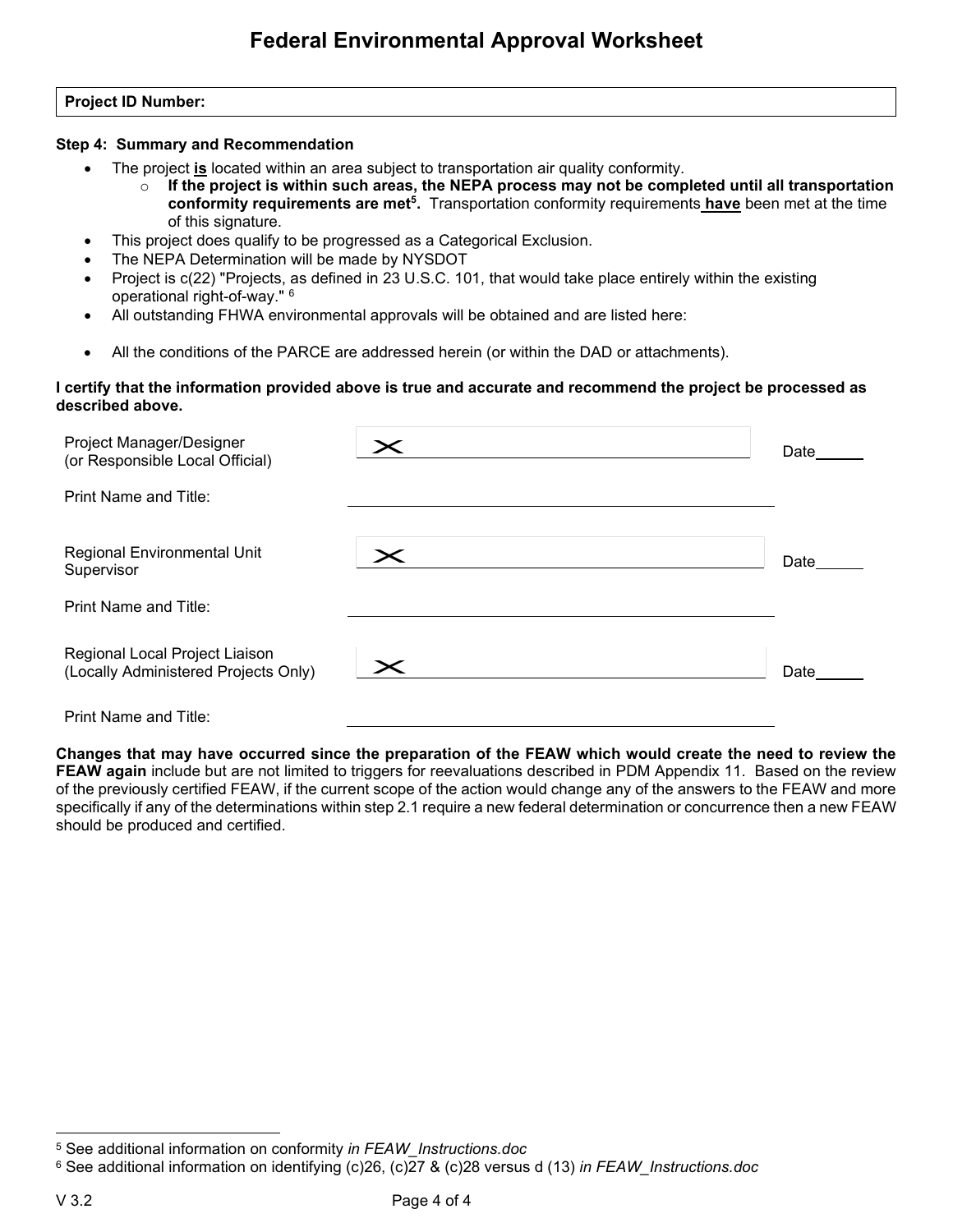# Federal Environmental Approval Worksheet

**Project ID Number:**

**Step 4: Summary and Recommendation**

- The project **is** located within an area subject to transportation air quality conformity.
  - **If the project is within such areas, the NEPA process may not be completed until all transportation conformity requirements are met[5].** Transportation conformity requirements **have** been met at the time of this signature.
- This project does qualify to be progressed as a Categorical Exclusion.
- The NEPA Determination will be made by NYSDOT
- Project is c(22) "Projects, as defined in 23 U.S.C. 101, that would take place entirely within the existing operational right-of-way." [6]
- All outstanding FHWA environmental approvals will be obtained and are listed here:
- All the conditions of the PARCE are addressed herein (or within the DAD or attachments).

**I certify that the information provided above is true and accurate and recommend the project be processed as described above.**

| | | |
|---|---|---|
| Project Manager/Designer (or Responsible Local Official) | X | Date\_\_\_\_\_ |
| Print Name and Title: | | |
| Regional Environmental Unit Supervisor | X | Date\_\_\_\_\_ |
| Print Name and Title: | | |
| Regional Local Project Liaison (Locally Administered Projects Only) | X | Date\_\_\_\_\_ |
| Print Name and Title: | | |

**Changes that may have occurred since the preparation of the FEAW which would create the need to review the FEAW again** include but are not limited to triggers for reevaluations described in PDM Appendix 11. Based on the review of the previously certified FEAW, if the current scope of the action would change any of the answers to the FEAW and more specifically if any of the determinations within step 2.1 require a new federal determination or concurrence then a new FEAW should be produced and certified.

---

[5] See additional information on conformity *in FEAW_Instructions.doc*

[6] See additional information on identifying (c)26, (c)27 & (c)28 versus d (13) *in FEAW_Instructions.doc*

V 3.2